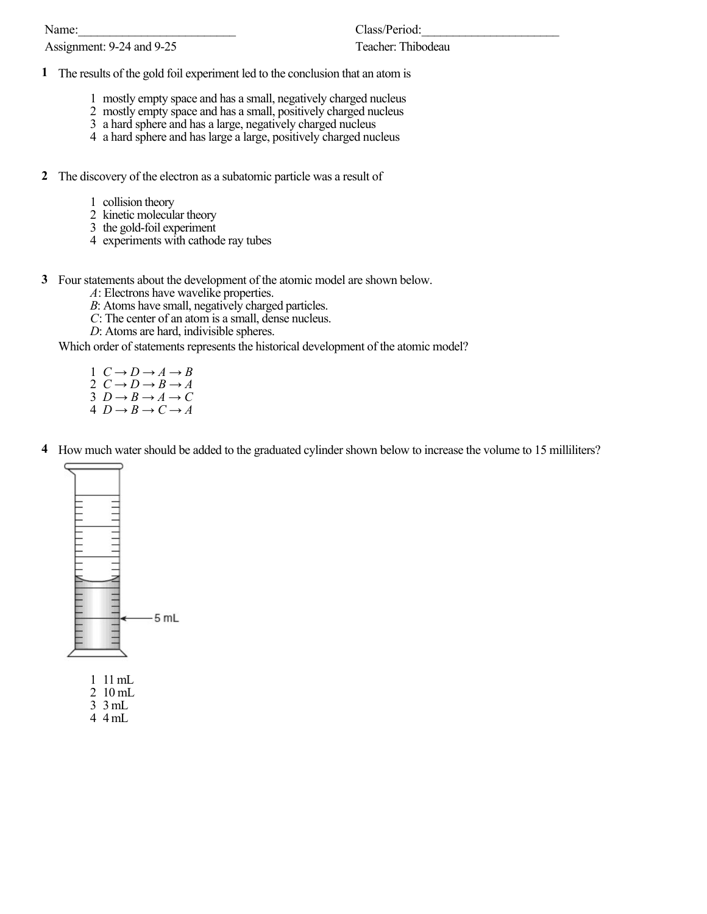Name:_________________________ Class/Period:______________________

Assignment: 9-24 and 9-25 Teacher: Thibodeau

**1** The results of the gold foil experiment led to the conclusion that an atom is

1 mostly empty space and has a small, negatively charged nucleus
2 mostly empty space and has a small, positively charged nucleus
3 a hard sphere and has a large, negatively charged nucleus
4 a hard sphere and has large a large, positively charged nucleus

**2** The discovery of the electron as a subatomic particle was a result of

1 collision theory
2 kinetic molecular theory
3 the gold-foil experiment
4 experiments with cathode ray tubes

**3** Four statements about the development of the atomic model are shown below.

*A*: Electrons have wavelike properties.
*B*: Atoms have small, negatively charged particles.
*C*: The center of an atom is a small, dense nucleus.
*D*: Atoms are hard, indivisible spheres.

Which order of statements represents the historical development of the atomic model?

1 $C \rightarrow D \rightarrow A \rightarrow B$
2 $C \rightarrow D \rightarrow B \rightarrow A$
3 $D \rightarrow B \rightarrow A \rightarrow C$
4 $D \rightarrow B \rightarrow C \rightarrow A$

**4** How much water should be added to the graduated cylinder shown below to increase the volume to 15 milliliters?

5 mL

1 11 mL
2 10 mL
3 3 mL
4 4 mL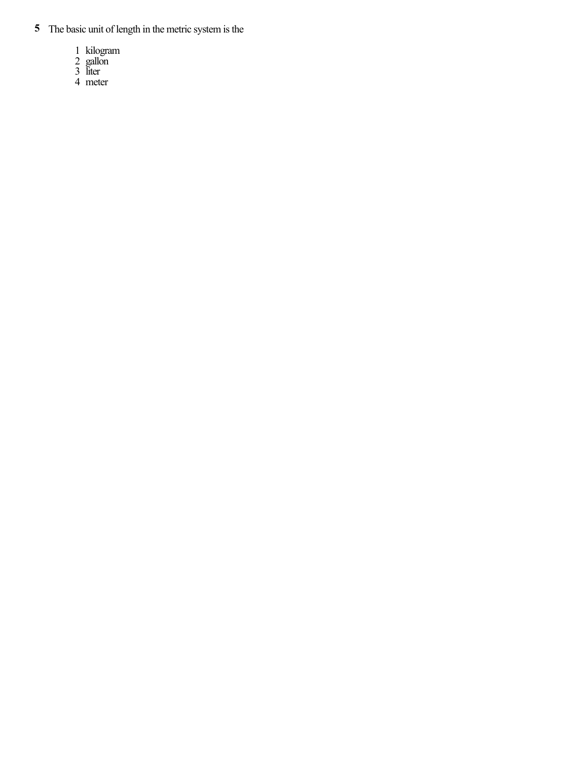**5** The basic unit of length in the metric system is the

1 kilogram
2 gallon
3 liter
4 meter